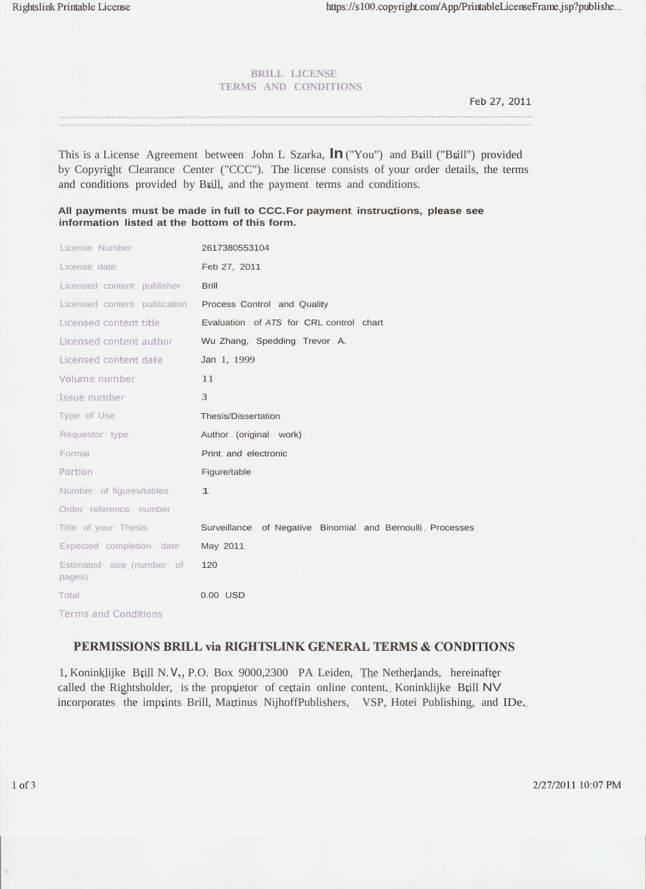# BRILL LICENSE
## TERMS AND CONDITIONS

Feb 27, 2011

This is a License Agreement between John L Szarka, In ("You") and Brill ("Brill") provided by Copyright Clearance Center ("CCC"). The license consists of your order details, the terms and conditions provided by Brill, and the payment terms and conditions.

**All payments must be made in full to CCC. For payment instructions, please see information listed at the bottom of this form.**

| | |
|---|---|
| License Number | 2617380553104 |
| License date | Feb 27, 2011 |
| Licensed content publisher | Brill |
| Licensed content publication | Process Control and Quality |
| Licensed content title | Evaluation of *ATS* for CRL control chart |
| Licensed content author | Wu Zhang, Spedding Trevor A. |
| Licensed content date | Jan 1, 1999 |
| Volume number | 11 |
| Issue number | 3 |
| Type of Use | Thesis/Dissertation |
| Requestor type | Author (original work) |
| Format | Print and electronic |
| Portion | Figure/table |
| Number of figures/tables | 1 |
| Order reference number | |
| Title of your Thesis | Surveillance of Negative Binomial and Bernoulli Processes |
| Expected completion date | May 2011 |
| Estimated size (number of pages) | 120 |
| Total | 0.00 USD |

Terms and Conditions

## PERMISSIONS BRILL via RIGHTSLINK GENERAL TERMS & CONDITIONS

1, Koninklijke Brill N.V., P.O. Box 9000,2300 PA Leiden, The Netherlands, hereinafter called the Rightsholder, is the proprietor of certain online content. Koninklijke Brill NV incorporates the imprints Brill, Martinus NijhoffPublishers, VSP, Hotei Publishing, and IDe.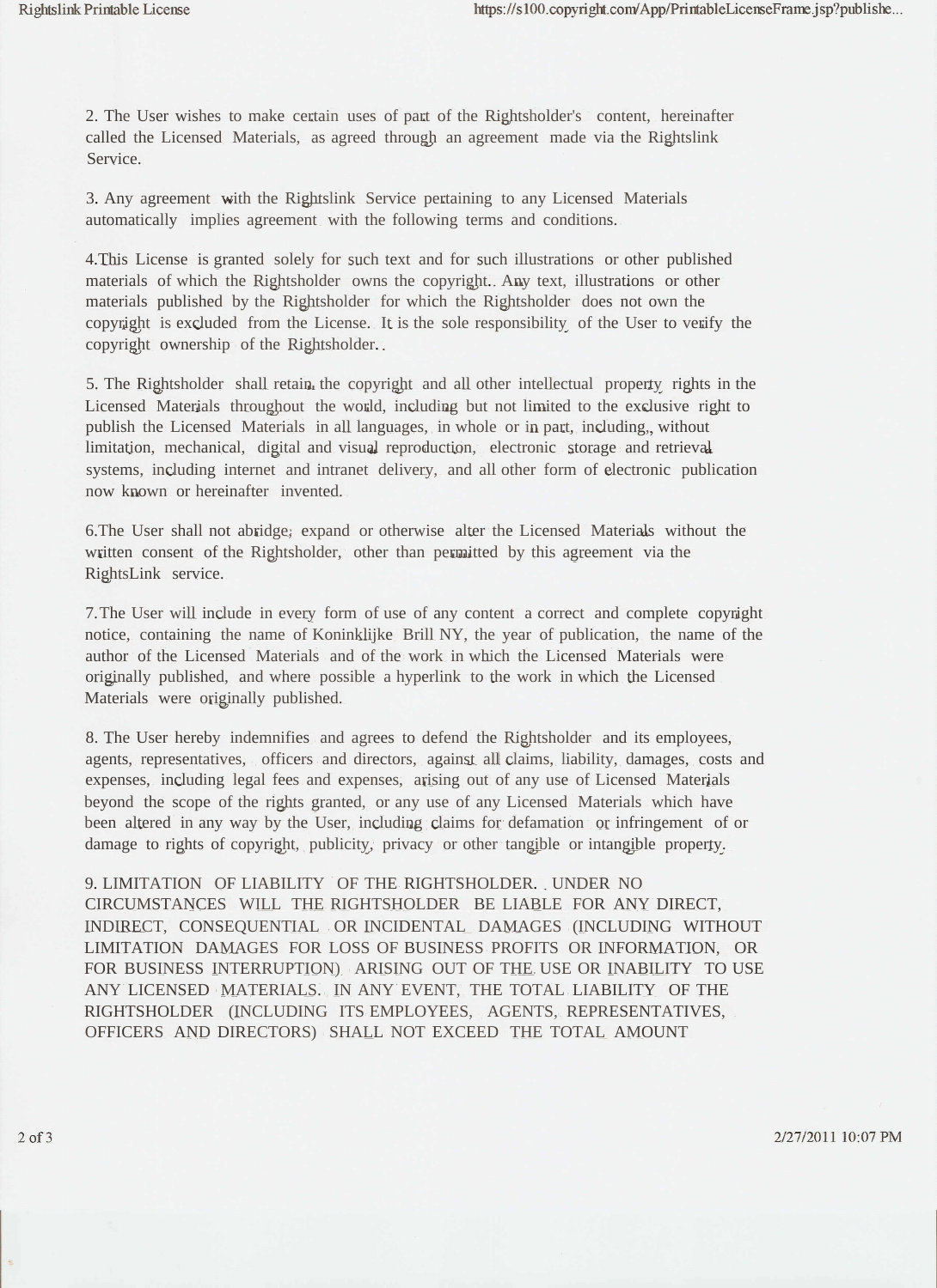2. The User wishes to make certain uses of part of the Rightsholder's content, hereinafter called the Licensed Materials, as agreed through an agreement made via the Rightslink Service.

3. Any agreement with the Rightslink Service pertaining to any Licensed Materials automatically implies agreement with the following terms and conditions.

4.This License is granted solely for such text and for such illustrations or other published materials of which the Rightsholder owns the copyright.. Any text, illustrations or other materials published by the Rightsholder for which the Rightsholder does not own the copyright is excluded from the License. It is the sole responsibility of the User to verify the copyright ownership of the Rightsholder..

5. The Rightsholder shall retain the copyright and all other intellectual property rights in the Licensed Materials throughout the world, including but not limited to the exclusive right to publish the Licensed Materials in all languages, in whole or in part, including,, without limitation, mechanical, digital and visual reproduction, electronic storage and retrieval systems, including internet and intranet delivery, and all other form of electronic publication now known or hereinafter invented.

6.The User shall not abridge; expand or otherwise alter the Licensed Materials without the written consent of the Rightsholder, other than permitted by this agreement via the RightsLink service.

7.The User will include in every form of use of any content a correct and complete copyright notice, containing the name of Koninklijke Brill NY, the year of publication, the name of the author of the Licensed Materials and of the work in which the Licensed Materials were originally published, and where possible a hyperlink to the work in which the Licensed Materials were originally published.

8. The User hereby indemnifies and agrees to defend the Rightsholder and its employees, agents, representatives, officers and directors, against all claims, liability, damages, costs and expenses, including legal fees and expenses, arising out of any use of Licensed Materials beyond the scope of the rights granted, or any use of any Licensed Materials which have been altered in any way by the User, including claims for defamation or infringement of or damage to rights of copyright, publicity, privacy or other tangible or intangible property.

9. LIMITATION OF LIABILITY OF THE RIGHTSHOLDER. UNDER NO CIRCUMSTANCES WILL THE RIGHTSHOLDER BE LIABLE FOR ANY DIRECT, INDIRECT, CONSEQUENTIAL OR INCIDENTAL DAMAGES (INCLUDING WITHOUT LIMITATION DAMAGES FOR LOSS OF BUSINESS PROFITS OR INFORMATION, OR FOR BUSINESS INTERRUPTION) ARISING OUT OF THE USE OR INABILITY TO USE ANY LICENSED MATERIALS. IN ANY EVENT, THE TOTAL LIABILITY OF THE RIGHTSHOLDER (INCLUDING ITS EMPLOYEES, AGENTS, REPRESENTATIVES, OFFICERS AND DIRECTORS) SHALL NOT EXCEED THE TOTAL AMOUNT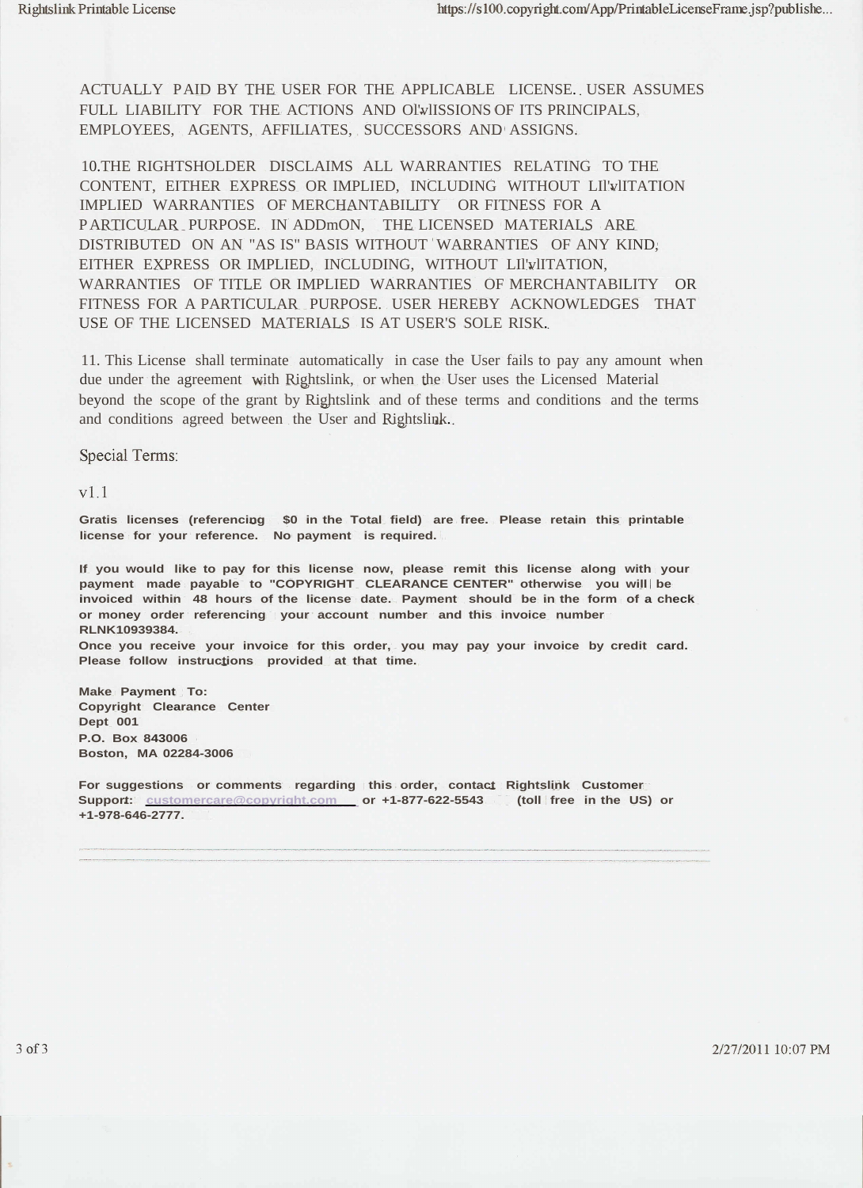ACTUALLY PAID BY THE USER FOR THE APPLICABLE LICENSE. USER ASSUMES FULL LIABILITY FOR THE ACTIONS AND OMISSIONS OF ITS PRINCIPALS, EMPLOYEES, AGENTS, AFFILIATES, SUCCESSORS AND ASSIGNS.

10.THE RIGHTSHOLDER DISCLAIMS ALL WARRANTIES RELATING TO THE CONTENT, EITHER EXPRESS OR IMPLIED, INCLUDING WITHOUT LIMITATION IMPLIED WARRANTIES OF MERCHANTABILITY OR FITNESS FOR A PARTICULAR PURPOSE. IN ADDITION, THE LICENSED MATERIALS ARE DISTRIBUTED ON AN "AS IS" BASIS WITHOUT WARRANTIES OF ANY KIND, EITHER EXPRESS OR IMPLIED, INCLUDING, WITHOUT LIMITATION, WARRANTIES OF TITLE OR IMPLIED WARRANTIES OF MERCHANTABILITY OR FITNESS FOR A PARTICULAR PURPOSE. USER HEREBY ACKNOWLEDGES THAT USE OF THE LICENSED MATERIALS IS AT USER'S SOLE RISK.

11. This License shall terminate automatically in case the User fails to pay any amount when due under the agreement with Rightslink, or when the User uses the Licensed Material beyond the scope of the grant by Rightslink and of these terms and conditions and the terms and conditions agreed between the User and Rightslink.

Special Terms:

v1.1

**Gratis licenses (referencing $0 in the Total field) are free. Please retain this printable license for your reference. No payment is required.**

**If you would like to pay for this license now, please remit this license along with your payment made payable to "COPYRIGHT CLEARANCE CENTER" otherwise you will be invoiced within 48 hours of the license date. Payment should be in the form of a check or money order referencing your account number and this invoice number RLNK10939384.**
**Once you receive your invoice for this order, you may pay your invoice by credit card. Please follow instructions provided at that time.**

**Make Payment To:**
**Copyright Clearance Center**
**Dept 001**
**P.O. Box 843006**
**Boston, MA 02284-3006**

**For suggestions or comments regarding this order, contact Rightslink Customer Support: customercare@copyright.com or +1-877-622-5543 (toll free in the US) or +1-978-646-2777.**